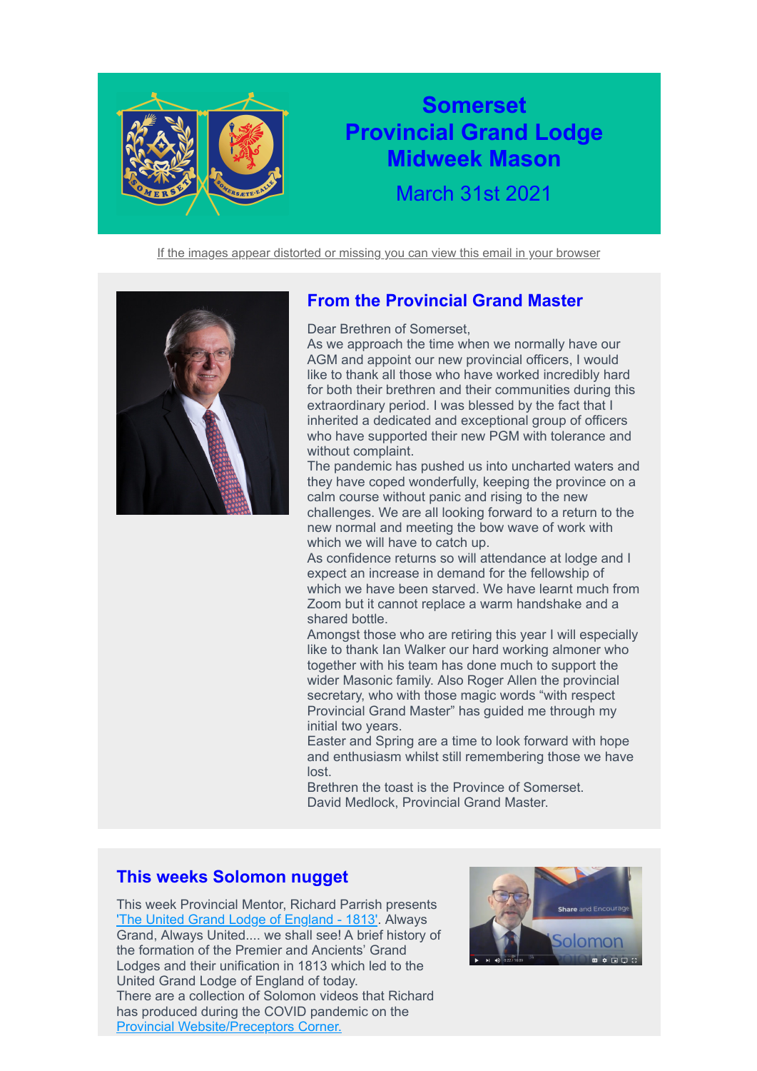# Somerset Provincial Grand Lodge Midweek Mason

March 31st 2021

If the images appear distorted or missing you can view this email in your browser

## From the Provincial Grand Master

Dear Brethren of Somerset,
As we approach the time when we normally have our AGM and appoint our new provincial officers, I would like to thank all those who have worked incredibly hard for both their brethren and their communities during this extraordinary period. I was blessed by the fact that I inherited a dedicated and exceptional group of officers who have supported their new PGM with tolerance and without complaint.
The pandemic has pushed us into uncharted waters and they have coped wonderfully, keeping the province on a calm course without panic and rising to the new challenges. We are all looking forward to a return to the new normal and meeting the bow wave of work with which we will have to catch up.
As confidence returns so will attendance at lodge and I expect an increase in demand for the fellowship of which we have been starved. We have learnt much from Zoom but it cannot replace a warm handshake and a shared bottle.
Amongst those who are retiring this year I will especially like to thank Ian Walker our hard working almoner who together with his team has done much to support the wider Masonic family. Also Roger Allen the provincial secretary, who with those magic words "with respect Provincial Grand Master" has guided me through my initial two years.
Easter and Spring are a time to look forward with hope and enthusiasm whilst still remembering those we have lost.
Brethren the toast is the Province of Somerset.
David Medlock, Provincial Grand Master.

## This weeks Solomon nugget

This week Provincial Mentor, Richard Parrish presents 'The United Grand Lodge of England - 1813'. Always Grand, Always United.... we shall see! A brief history of the formation of the Premier and Ancients' Grand Lodges and their unification in 1813 which led to the United Grand Lodge of England of today.
There are a collection of Solomon videos that Richard has produced during the COVID pandemic on the Provincial Website/Preceptors Corner.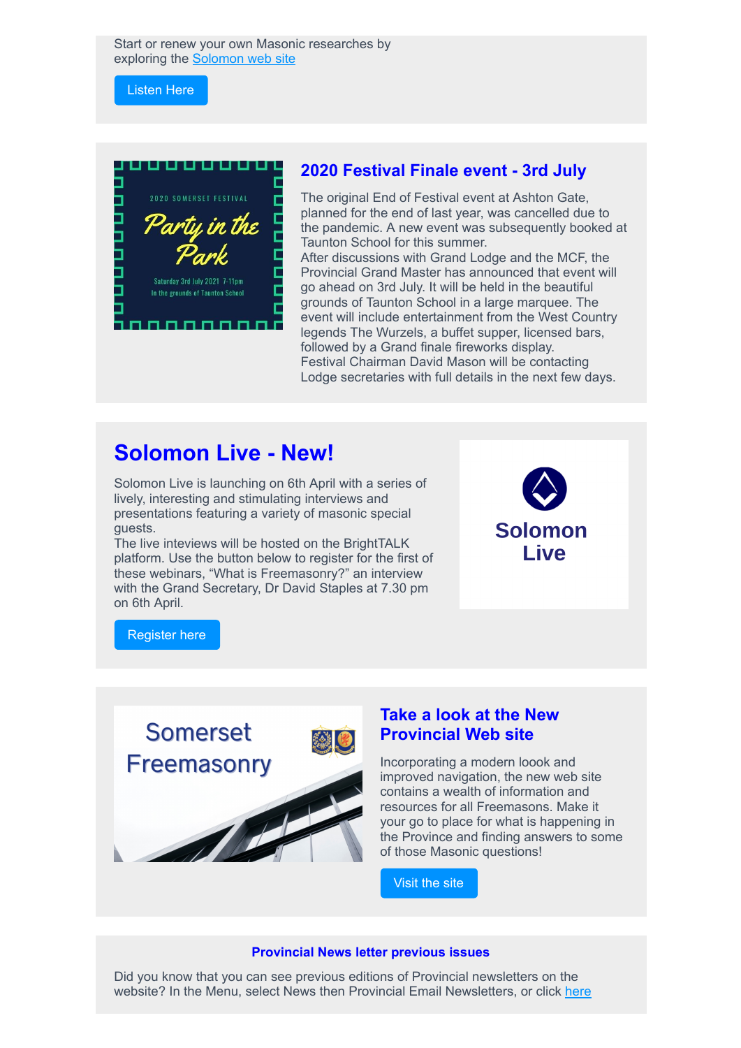Start or renew your own Masonic researches by exploring the Solomon web site

Listen Here

2020 SOMERSET FESTIVAL

Party in the Park

Saturday 3rd July 2021 7-11pm
In the grounds of Taunton School

## 2020 Festival Finale event - 3rd July

The original End of Festival event at Ashton Gate, planned for the end of last year, was cancelled due to the pandemic. A new event was subsequently booked at Taunton School for this summer.
After discussions with Grand Lodge and the MCF, the Provincial Grand Master has announced that event will go ahead on 3rd July. It will be held in the beautiful grounds of Taunton School in a large marquee. The event will include entertainment from the West Country legends The Wurzels, a buffet supper, licensed bars, followed by a Grand finale fireworks display.
Festival Chairman David Mason will be contacting Lodge secretaries with full details in the next few days.

# Solomon Live - New!

Solomon Live is launching on 6th April with a series of lively, interesting and stimulating interviews and presentations featuring a variety of masonic special guests.
The live inteviews will be hosted on the BrightTALK platform. Use the button below to register for the first of these webinars, "What is Freemasonry?" an interview with the Grand Secretary, Dr David Staples at 7.30 pm on 6th April.

Register here

Solomon Live

Somerset Freemasonry

## Take a look at the New Provincial Web site

Incorporating a modern loook and improved navigation, the new web site contains a wealth of information and resources for all Freemasons. Make it your go to place for what is happening in the Province and finding answers to some of those Masonic questions!

Visit the site

### Provincial News letter previous issues

Did you know that you can see previous editions of Provincial newsletters on the website? In the Menu, select News then Provincial Email Newsletters, or click here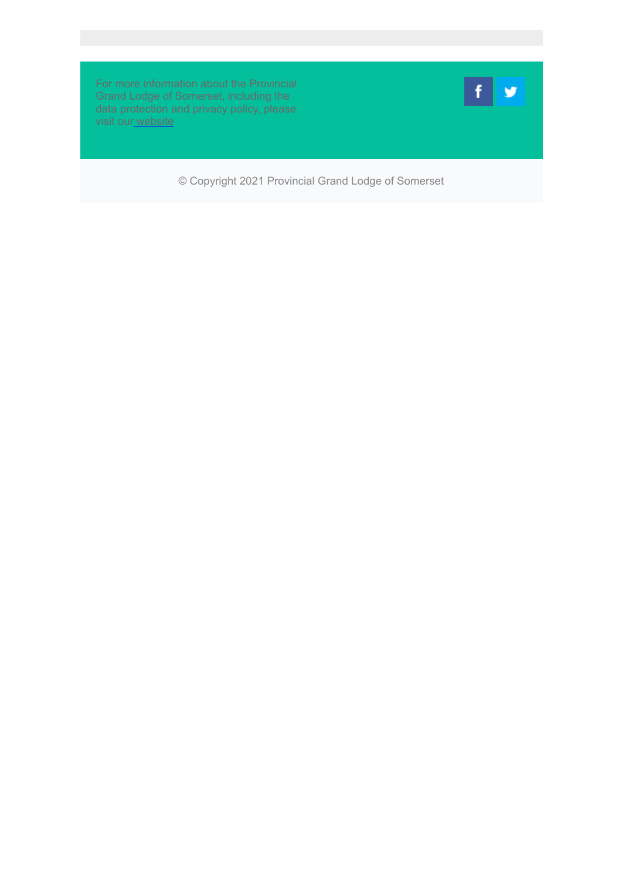For more information about the Provincial Grand Lodge of Somerset, including the data protection and privacy policy, please visit our website

© Copyright 2021 Provincial Grand Lodge of Somerset